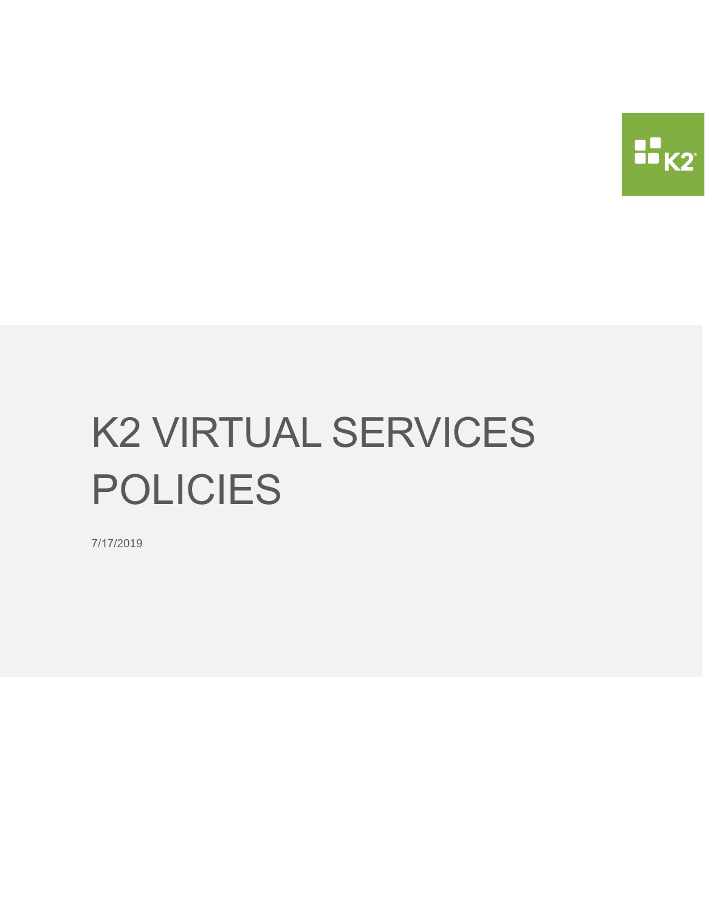# K2 VIRTUAL SERVICES POLICIES

7/17/2019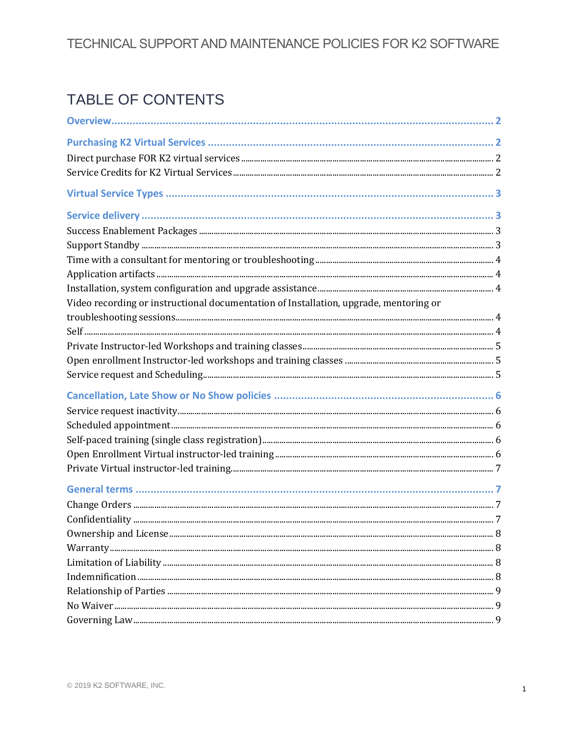# TECHNICAL SUPPORT AND MAINTENANCE POLICIES FOR K2 SOFTWARE

## TABLE OF CONTENTS

**Overview** ..... 2

**Purchasing K2 Virtual Services** ..... 2

Direct purchase FOR K2 virtual services ..... 2

Service Credits for K2 Virtual Services ..... 2

**Virtual Service Types** ..... 3

**Service delivery** ..... 3

Success Enablement Packages ..... 3

Support Standby ..... 3

Time with a consultant for mentoring or troubleshooting ..... 4

Application artifacts ..... 4

Installation, system configuration and upgrade assistance ..... 4

Video recording or instructional documentation of Installation, upgrade, mentoring or troubleshooting sessions ..... 4

Self ..... 4

Private Instructor-led Workshops and training classes ..... 5

Open enrollment Instructor-led workshops and training classes ..... 5

Service request and Scheduling ..... 5

**Cancellation, Late Show or No Show policies** ..... 6

Service request inactivity ..... 6

Scheduled appointment ..... 6

Self-paced training (single class registration) ..... 6

Open Enrollment Virtual instructor-led training ..... 6

Private Virtual instructor-led training ..... 7

**General terms** ..... 7

Change Orders ..... 7

Confidentiality ..... 7

Ownership and License ..... 8

Warranty ..... 8

Limitation of Liability ..... 8

Indemnification ..... 8

Relationship of Parties ..... 9

No Waiver ..... 9

Governing Law ..... 9

© 2019 K2 SOFTWARE, INC.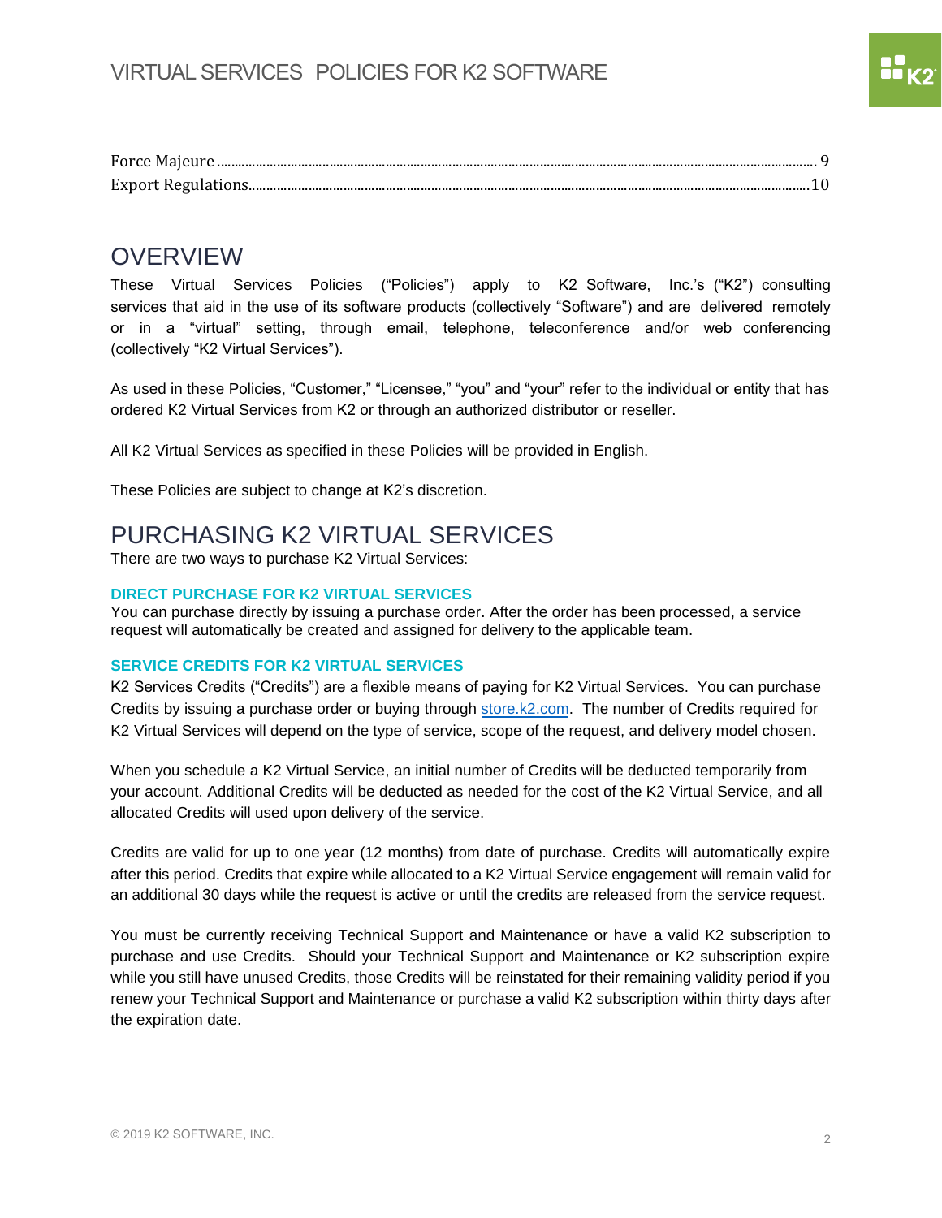Force Majeure ............................................................................................................................................................ 9
Export Regulations.....................................................................................................................................................10

# OVERVIEW

These Virtual Services Policies ("Policies") apply to K2 Software, Inc.'s ("K2") consulting services that aid in the use of its software products (collectively "Software") and are delivered remotely or in a "virtual" setting, through email, telephone, teleconference and/or web conferencing (collectively "K2 Virtual Services").

As used in these Policies, "Customer," "Licensee," "you" and "your" refer to the individual or entity that has ordered K2 Virtual Services from K2 or through an authorized distributor or reseller.

All K2 Virtual Services as specified in these Policies will be provided in English.

These Policies are subject to change at K2's discretion.

# PURCHASING K2 VIRTUAL SERVICES

There are two ways to purchase K2 Virtual Services:

### DIRECT PURCHASE FOR K2 VIRTUAL SERVICES

You can purchase directly by issuing a purchase order. After the order has been processed, a service request will automatically be created and assigned for delivery to the applicable team.

### SERVICE CREDITS FOR K2 VIRTUAL SERVICES

K2 Services Credits ("Credits") are a flexible means of paying for K2 Virtual Services. You can purchase Credits by issuing a purchase order or buying through [store.k2.com](store.k2.com). The number of Credits required for K2 Virtual Services will depend on the type of service, scope of the request, and delivery model chosen.

When you schedule a K2 Virtual Service, an initial number of Credits will be deducted temporarily from your account. Additional Credits will be deducted as needed for the cost of the K2 Virtual Service, and all allocated Credits will used upon delivery of the service.

Credits are valid for up to one year (12 months) from date of purchase. Credits will automatically expire after this period. Credits that expire while allocated to a K2 Virtual Service engagement will remain valid for an additional 30 days while the request is active or until the credits are released from the service request.

You must be currently receiving Technical Support and Maintenance or have a valid K2 subscription to purchase and use Credits. Should your Technical Support and Maintenance or K2 subscription expire while you still have unused Credits, those Credits will be reinstated for their remaining validity period if you renew your Technical Support and Maintenance or purchase a valid K2 subscription within thirty days after the expiration date.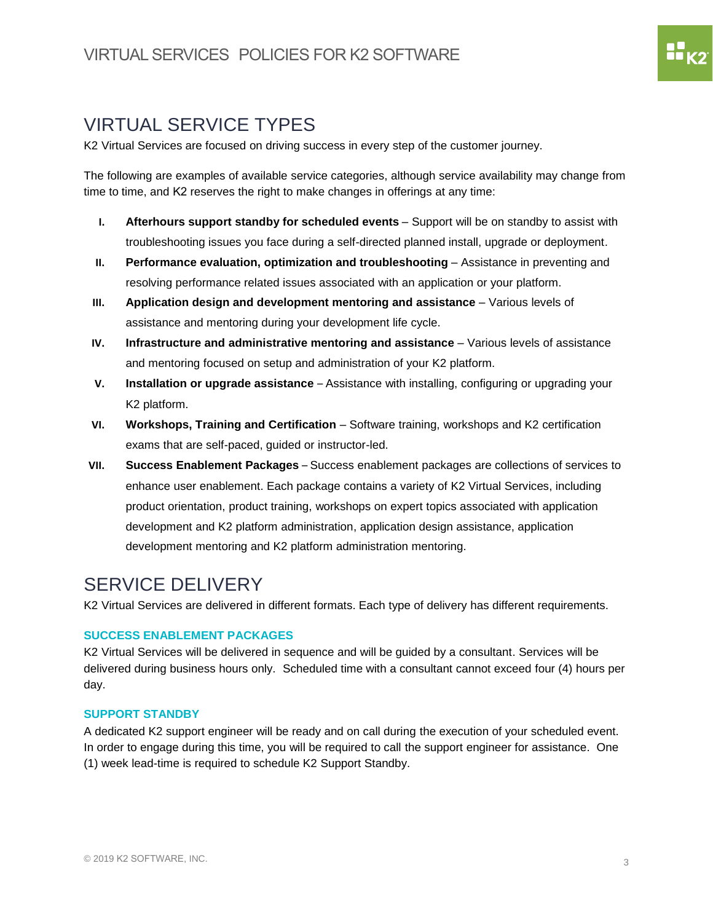## VIRTUAL SERVICE TYPES

K2 Virtual Services are focused on driving success in every step of the customer journey.

The following are examples of available service categories, although service availability may change from time to time, and K2 reserves the right to make changes in offerings at any time:

I. **Afterhours support standby for scheduled events** – Support will be on standby to assist with troubleshooting issues you face during a self-directed planned install, upgrade or deployment.

II. **Performance evaluation, optimization and troubleshooting** – Assistance in preventing and resolving performance related issues associated with an application or your platform.

III. **Application design and development mentoring and assistance** – Various levels of assistance and mentoring during your development life cycle.

IV. **Infrastructure and administrative mentoring and assistance** – Various levels of assistance and mentoring focused on setup and administration of your K2 platform.

V. **Installation or upgrade assistance** – Assistance with installing, configuring or upgrading your K2 platform.

VI. **Workshops, Training and Certification** – Software training, workshops and K2 certification exams that are self-paced, guided or instructor-led.

VII. **Success Enablement Packages** – Success enablement packages are collections of services to enhance user enablement. Each package contains a variety of K2 Virtual Services, including product orientation, product training, workshops on expert topics associated with application development and K2 platform administration, application design assistance, application development mentoring and K2 platform administration mentoring.

## SERVICE DELIVERY

K2 Virtual Services are delivered in different formats. Each type of delivery has different requirements.

### SUCCESS ENABLEMENT PACKAGES

K2 Virtual Services will be delivered in sequence and will be guided by a consultant. Services will be delivered during business hours only. Scheduled time with a consultant cannot exceed four (4) hours per day.

### SUPPORT STANDBY

A dedicated K2 support engineer will be ready and on call during the execution of your scheduled event. In order to engage during this time, you will be required to call the support engineer for assistance. One (1) week lead-time is required to schedule K2 Support Standby.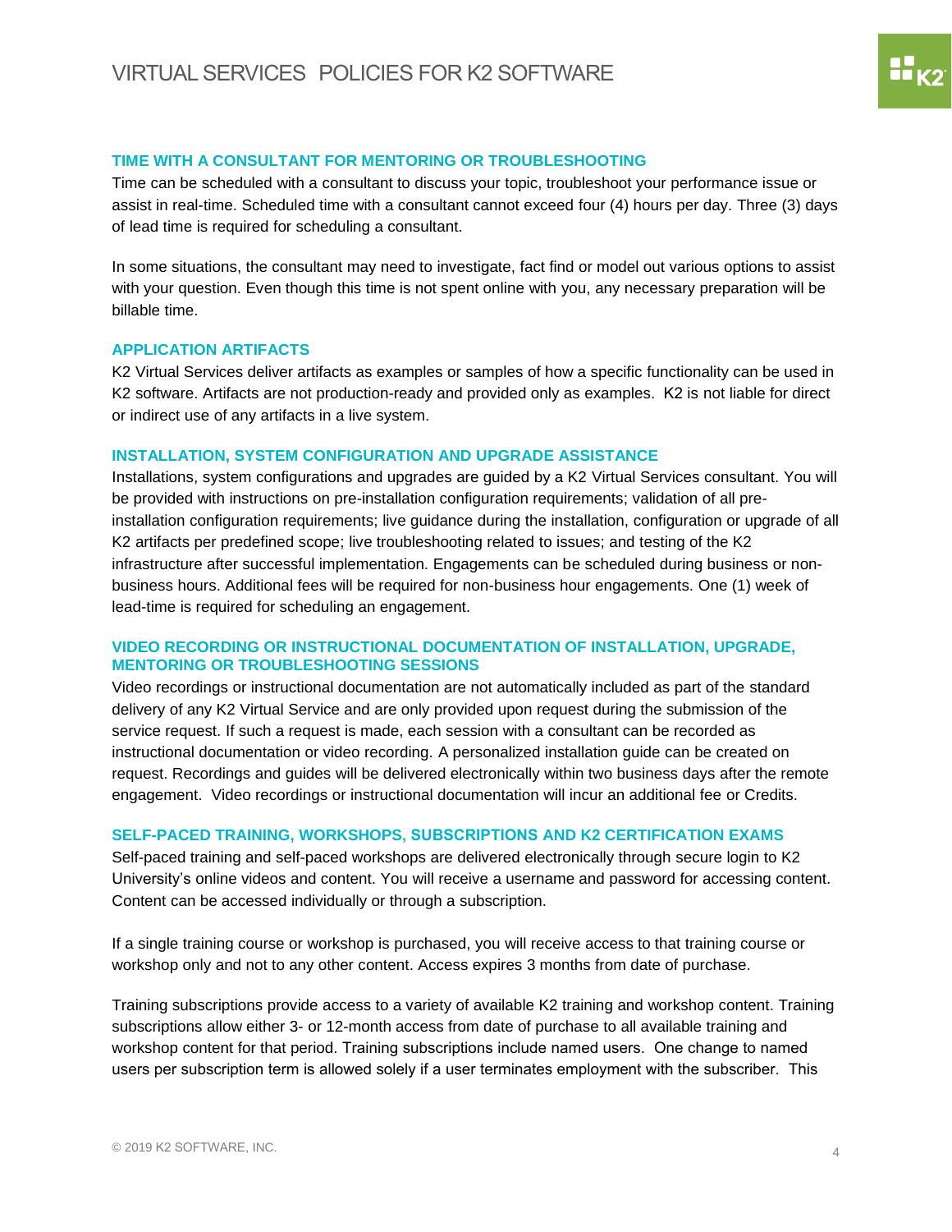### TIME WITH A CONSULTANT FOR MENTORING OR TROUBLESHOOTING

Time can be scheduled with a consultant to discuss your topic, troubleshoot your performance issue or assist in real-time. Scheduled time with a consultant cannot exceed four (4) hours per day. Three (3) days of lead time is required for scheduling a consultant.

In some situations, the consultant may need to investigate, fact find or model out various options to assist with your question. Even though this time is not spent online with you, any necessary preparation will be billable time.

### APPLICATION ARTIFACTS

K2 Virtual Services deliver artifacts as examples or samples of how a specific functionality can be used in K2 software. Artifacts are not production-ready and provided only as examples. K2 is not liable for direct or indirect use of any artifacts in a live system.

### INSTALLATION, SYSTEM CONFIGURATION AND UPGRADE ASSISTANCE

Installations, system configurations and upgrades are guided by a K2 Virtual Services consultant. You will be provided with instructions on pre-installation configuration requirements; validation of all pre-installation configuration requirements; live guidance during the installation, configuration or upgrade of all K2 artifacts per predefined scope; live troubleshooting related to issues; and testing of the K2 infrastructure after successful implementation. Engagements can be scheduled during business or non-business hours. Additional fees will be required for non-business hour engagements. One (1) week of lead-time is required for scheduling an engagement.

### VIDEO RECORDING OR INSTRUCTIONAL DOCUMENTATION OF INSTALLATION, UPGRADE, MENTORING OR TROUBLESHOOTING SESSIONS

Video recordings or instructional documentation are not automatically included as part of the standard delivery of any K2 Virtual Service and are only provided upon request during the submission of the service request. If such a request is made, each session with a consultant can be recorded as instructional documentation or video recording. A personalized installation guide can be created on request. Recordings and guides will be delivered electronically within two business days after the remote engagement. Video recordings or instructional documentation will incur an additional fee or Credits.

### SELF-PACED TRAINING, WORKSHOPS, SUBSCRIPTIONS AND K2 CERTIFICATION EXAMS

Self-paced training and self-paced workshops are delivered electronically through secure login to K2 University's online videos and content. You will receive a username and password for accessing content. Content can be accessed individually or through a subscription.

If a single training course or workshop is purchased, you will receive access to that training course or workshop only and not to any other content. Access expires 3 months from date of purchase.

Training subscriptions provide access to a variety of available K2 training and workshop content. Training subscriptions allow either 3- or 12-month access from date of purchase to all available training and workshop content for that period. Training subscriptions include named users. One change to named users per subscription term is allowed solely if a user terminates employment with the subscriber. This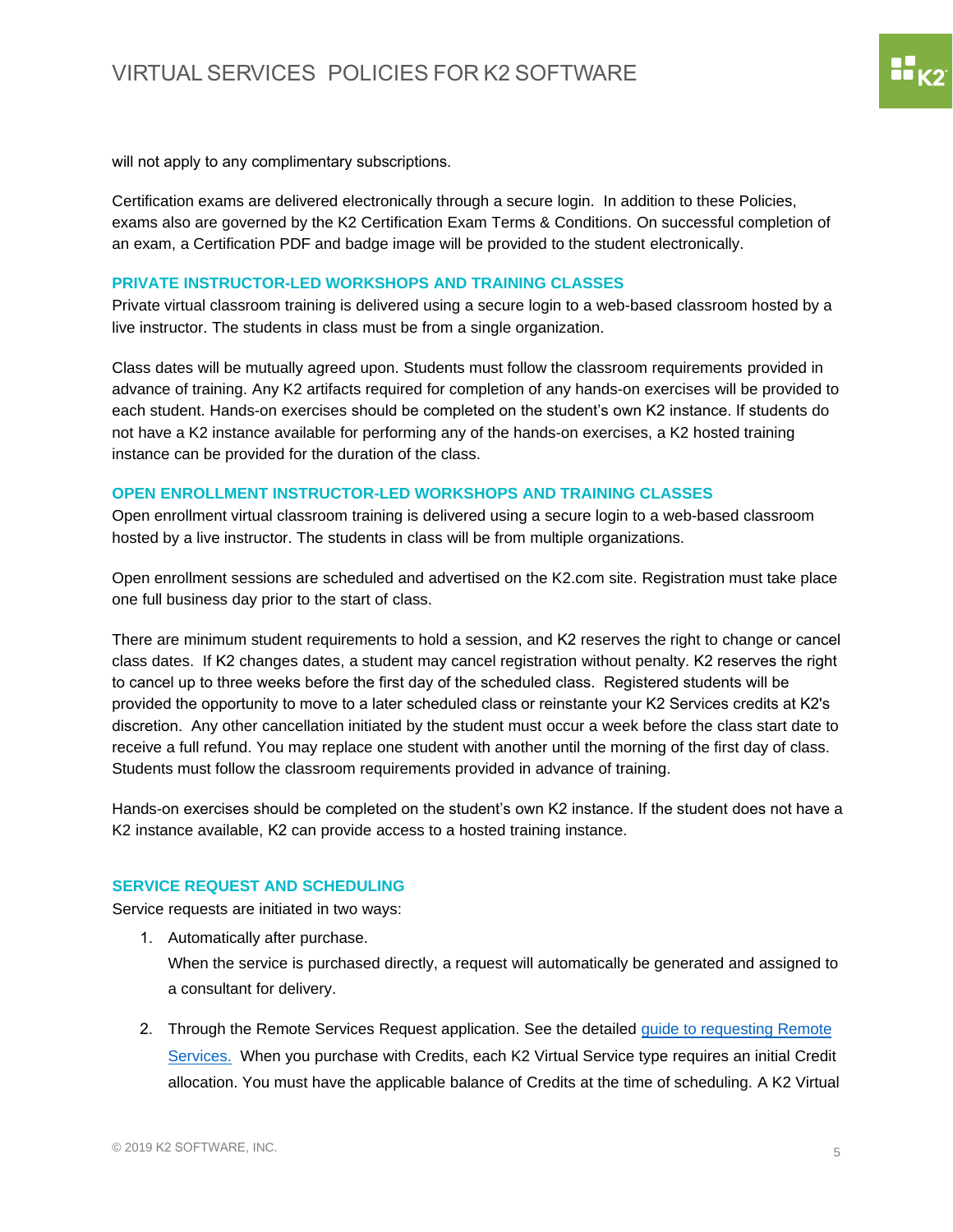will not apply to any complimentary subscriptions.

Certification exams are delivered electronically through a secure login. In addition to these Policies, exams also are governed by the K2 Certification Exam Terms & Conditions. On successful completion of an exam, a Certification PDF and badge image will be provided to the student electronically.

### PRIVATE INSTRUCTOR-LED WORKSHOPS AND TRAINING CLASSES

Private virtual classroom training is delivered using a secure login to a web-based classroom hosted by a live instructor. The students in class must be from a single organization.

Class dates will be mutually agreed upon. Students must follow the classroom requirements provided in advance of training. Any K2 artifacts required for completion of any hands-on exercises will be provided to each student. Hands-on exercises should be completed on the student's own K2 instance. If students do not have a K2 instance available for performing any of the hands-on exercises, a K2 hosted training instance can be provided for the duration of the class.

### OPEN ENROLLMENT INSTRUCTOR-LED WORKSHOPS AND TRAINING CLASSES

Open enrollment virtual classroom training is delivered using a secure login to a web-based classroom hosted by a live instructor. The students in class will be from multiple organizations.

Open enrollment sessions are scheduled and advertised on the K2.com site. Registration must take place one full business day prior to the start of class.

There are minimum student requirements to hold a session, and K2 reserves the right to change or cancel class dates. If K2 changes dates, a student may cancel registration without penalty. K2 reserves the right to cancel up to three weeks before the first day of the scheduled class. Registered students will be provided the opportunity to move to a later scheduled class or reinstante your K2 Services credits at K2's discretion. Any other cancellation initiated by the student must occur a week before the class start date to receive a full refund. You may replace one student with another until the morning of the first day of class. Students must follow the classroom requirements provided in advance of training.

Hands-on exercises should be completed on the student's own K2 instance. If the student does not have a K2 instance available, K2 can provide access to a hosted training instance.

### SERVICE REQUEST AND SCHEDULING

Service requests are initiated in two ways:

1. Automatically after purchase.
   When the service is purchased directly, a request will automatically be generated and assigned to a consultant for delivery.

2. Through the Remote Services Request application. See the detailed guide to requesting Remote Services. When you purchase with Credits, each K2 Virtual Service type requires an initial Credit allocation. You must have the applicable balance of Credits at the time of scheduling. A K2 Virtual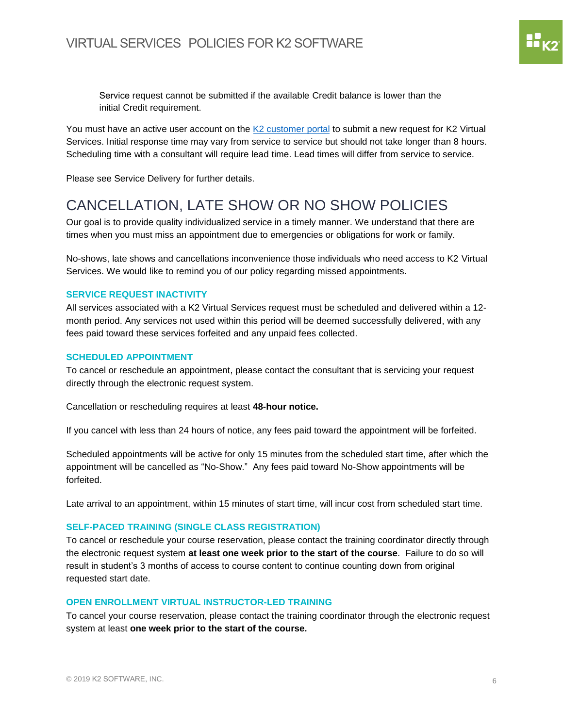Service request cannot be submitted if the available Credit balance is lower than the initial Credit requirement.

You must have an active user account on the [K2 customer portal]() to submit a new request for K2 Virtual Services. Initial response time may vary from service to service but should not take longer than 8 hours. Scheduling time with a consultant will require lead time. Lead times will differ from service to service.

Please see Service Delivery for further details.

# CANCELLATION, LATE SHOW OR NO SHOW POLICIES

Our goal is to provide quality individualized service in a timely manner. We understand that there are times when you must miss an appointment due to emergencies or obligations for work or family.

No-shows, late shows and cancellations inconvenience those individuals who need access to K2 Virtual Services. We would like to remind you of our policy regarding missed appointments.

### SERVICE REQUEST INACTIVITY

All services associated with a K2 Virtual Services request must be scheduled and delivered within a 12-month period. Any services not used within this period will be deemed successfully delivered, with any fees paid toward these services forfeited and any unpaid fees collected.

### SCHEDULED APPOINTMENT

To cancel or reschedule an appointment, please contact the consultant that is servicing your request directly through the electronic request system.

Cancellation or rescheduling requires at least **48-hour notice.**

If you cancel with less than 24 hours of notice, any fees paid toward the appointment will be forfeited.

Scheduled appointments will be active for only 15 minutes from the scheduled start time, after which the appointment will be cancelled as "No-Show." Any fees paid toward No-Show appointments will be forfeited.

Late arrival to an appointment, within 15 minutes of start time, will incur cost from scheduled start time.

### SELF-PACED TRAINING (SINGLE CLASS REGISTRATION)

To cancel or reschedule your course reservation, please contact the training coordinator directly through the electronic request system **at least one week prior to the start of the course**. Failure to do so will result in student's 3 months of access to course content to continue counting down from original requested start date.

### OPEN ENROLLMENT VIRTUAL INSTRUCTOR-LED TRAINING

To cancel your course reservation, please contact the training coordinator through the electronic request system at least **one week prior to the start of the course.**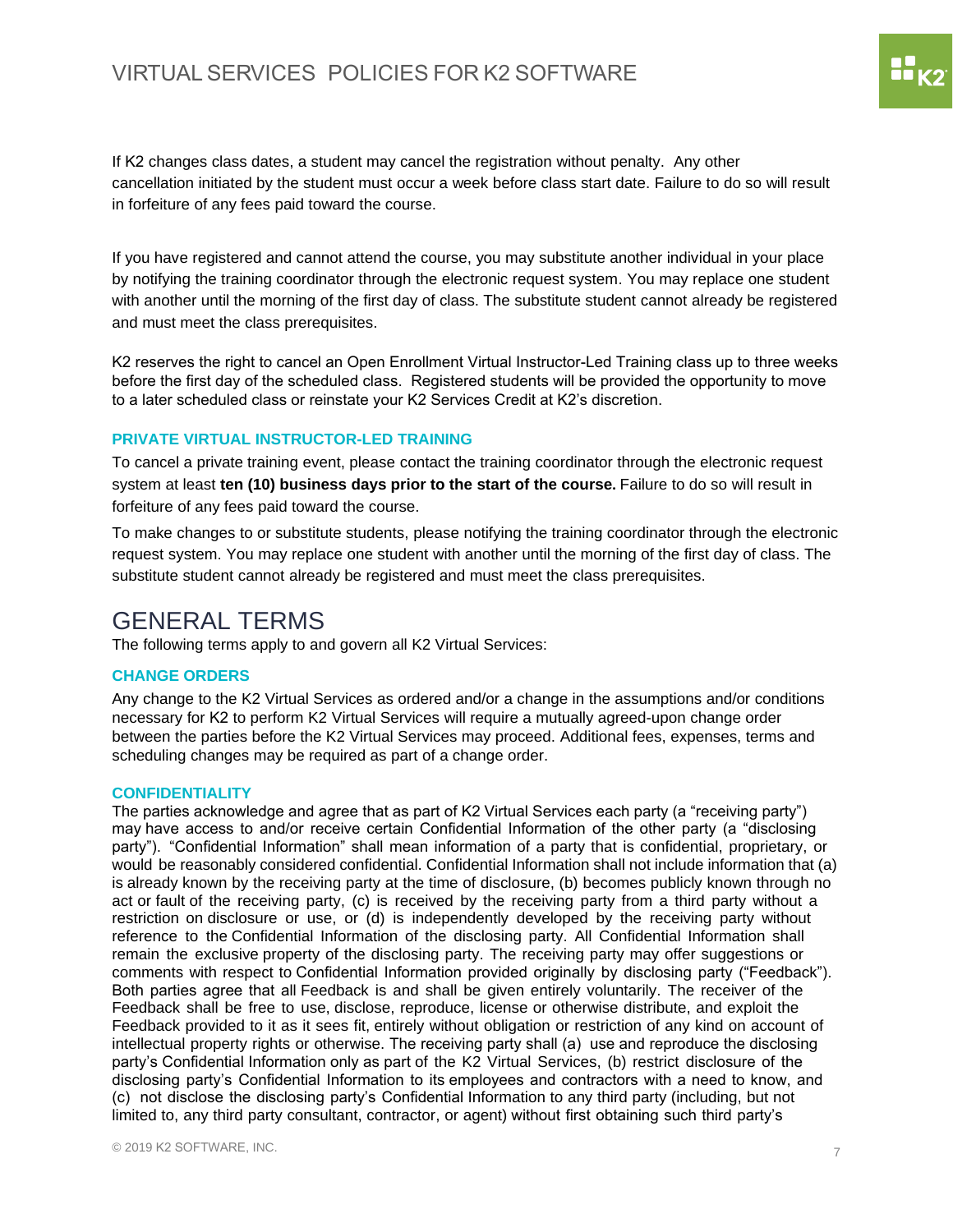If K2 changes class dates, a student may cancel the registration without penalty. Any other cancellation initiated by the student must occur a week before class start date. Failure to do so will result in forfeiture of any fees paid toward the course.

If you have registered and cannot attend the course, you may substitute another individual in your place by notifying the training coordinator through the electronic request system. You may replace one student with another until the morning of the first day of class. The substitute student cannot already be registered and must meet the class prerequisites.

K2 reserves the right to cancel an Open Enrollment Virtual Instructor-Led Training class up to three weeks before the first day of the scheduled class. Registered students will be provided the opportunity to move to a later scheduled class or reinstate your K2 Services Credit at K2's discretion.

### PRIVATE VIRTUAL INSTRUCTOR-LED TRAINING

To cancel a private training event, please contact the training coordinator through the electronic request system at least **ten (10) business days prior to the start of the course.** Failure to do so will result in forfeiture of any fees paid toward the course.

To make changes to or substitute students, please notifying the training coordinator through the electronic request system. You may replace one student with another until the morning of the first day of class. The substitute student cannot already be registered and must meet the class prerequisites.

## GENERAL TERMS

The following terms apply to and govern all K2 Virtual Services:

### CHANGE ORDERS

Any change to the K2 Virtual Services as ordered and/or a change in the assumptions and/or conditions necessary for K2 to perform K2 Virtual Services will require a mutually agreed-upon change order between the parties before the K2 Virtual Services may proceed. Additional fees, expenses, terms and scheduling changes may be required as part of a change order.

### CONFIDENTIALITY

The parties acknowledge and agree that as part of K2 Virtual Services each party (a "receiving party") may have access to and/or receive certain Confidential Information of the other party (a "disclosing party"). "Confidential Information" shall mean information of a party that is confidential, proprietary, or would be reasonably considered confidential. Confidential Information shall not include information that (a) is already known by the receiving party at the time of disclosure, (b) becomes publicly known through no act or fault of the receiving party, (c) is received by the receiving party from a third party without a restriction on disclosure or use, or (d) is independently developed by the receiving party without reference to the Confidential Information of the disclosing party. All Confidential Information shall remain the exclusive property of the disclosing party. The receiving party may offer suggestions or comments with respect to Confidential Information provided originally by disclosing party ("Feedback"). Both parties agree that all Feedback is and shall be given entirely voluntarily. The receiver of the Feedback shall be free to use, disclose, reproduce, license or otherwise distribute, and exploit the Feedback provided to it as it sees fit, entirely without obligation or restriction of any kind on account of intellectual property rights or otherwise. The receiving party shall (a) use and reproduce the disclosing party's Confidential Information only as part of the K2 Virtual Services, (b) restrict disclosure of the disclosing party's Confidential Information to its employees and contractors with a need to know, and (c) not disclose the disclosing party's Confidential Information to any third party (including, but not limited to, any third party consultant, contractor, or agent) without first obtaining such third party's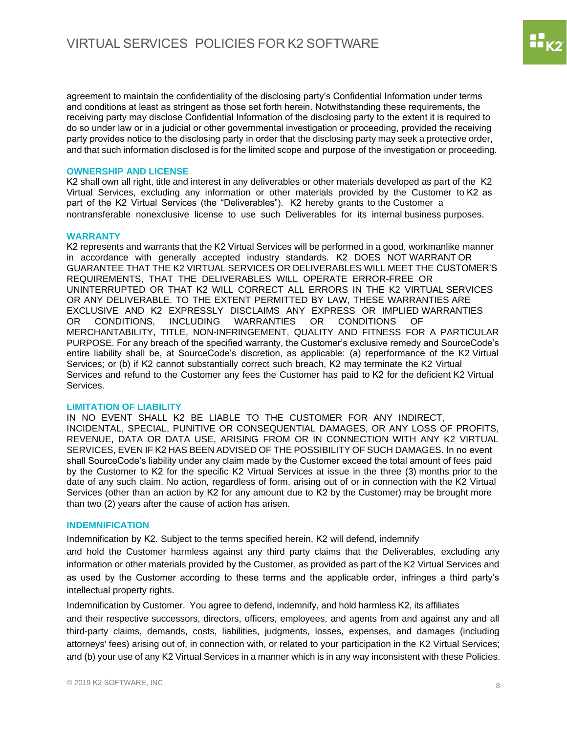agreement to maintain the confidentiality of the disclosing party's Confidential Information under terms and conditions at least as stringent as those set forth herein. Notwithstanding these requirements, the receiving party may disclose Confidential Information of the disclosing party to the extent it is required to do so under law or in a judicial or other governmental investigation or proceeding, provided the receiving party provides notice to the disclosing party in order that the disclosing party may seek a protective order, and that such information disclosed is for the limited scope and purpose of the investigation or proceeding.

### OWNERSHIP AND LICENSE

K2 shall own all right, title and interest in any deliverables or other materials developed as part of the K2 Virtual Services, excluding any information or other materials provided by the Customer to K2 as part of the K2 Virtual Services (the "Deliverables"). K2 hereby grants to the Customer a nontransferable nonexclusive license to use such Deliverables for its internal business purposes.

### WARRANTY

K2 represents and warrants that the K2 Virtual Services will be performed in a good, workmanlike manner in accordance with generally accepted industry standards. K2 DOES NOT WARRANT OR GUARANTEE THAT THE K2 VIRTUAL SERVICES OR DELIVERABLES WILL MEET THE CUSTOMER'S REQUIREMENTS, THAT THE DELIVERABLES WILL OPERATE ERROR-FREE OR UNINTERRUPTED OR THAT K2 WILL CORRECT ALL ERRORS IN THE K2 VIRTUAL SERVICES OR ANY DELIVERABLE. TO THE EXTENT PERMITTED BY LAW, THESE WARRANTIES ARE EXCLUSIVE AND K2 EXPRESSLY DISCLAIMS ANY EXPRESS OR IMPLIED WARRANTIES OR CONDITIONS, INCLUDING WARRANTIES OR CONDITIONS OF MERCHANTABILITY, TITLE, NON-INFRINGEMENT, QUALITY AND FITNESS FOR A PARTICULAR PURPOSE. For any breach of the specified warranty, the Customer's exclusive remedy and SourceCode's entire liability shall be, at SourceCode's discretion, as applicable: (a) reperformance of the K2 Virtual Services; or (b) if K2 cannot substantially correct such breach, K2 may terminate the K2 Virtual Services and refund to the Customer any fees the Customer has paid to K2 for the deficient K2 Virtual Services.

### LIMITATION OF LIABILITY

IN NO EVENT SHALL K2 BE LIABLE TO THE CUSTOMER FOR ANY INDIRECT, INCIDENTAL, SPECIAL, PUNITIVE OR CONSEQUENTIAL DAMAGES, OR ANY LOSS OF PROFITS, REVENUE, DATA OR DATA USE, ARISING FROM OR IN CONNECTION WITH ANY K2 VIRTUAL SERVICES, EVEN IF K2 HAS BEEN ADVISED OF THE POSSIBILITY OF SUCH DAMAGES. In no event shall SourceCode's liability under any claim made by the Customer exceed the total amount of fees paid by the Customer to K2 for the specific K2 Virtual Services at issue in the three (3) months prior to the date of any such claim. No action, regardless of form, arising out of or in connection with the K2 Virtual Services (other than an action by K2 for any amount due to K2 by the Customer) may be brought more than two (2) years after the cause of action has arisen.

### INDEMNIFICATION

Indemnification by K2. Subject to the terms specified herein, K2 will defend, indemnify and hold the Customer harmless against any third party claims that the Deliverables, excluding any information or other materials provided by the Customer, as provided as part of the K2 Virtual Services and as used by the Customer according to these terms and the applicable order, infringes a third party's intellectual property rights.

Indemnification by Customer. You agree to defend, indemnify, and hold harmless K2, its affiliates and their respective successors, directors, officers, employees, and agents from and against any and all third-party claims, demands, costs, liabilities, judgments, losses, expenses, and damages (including attorneys' fees) arising out of, in connection with, or related to your participation in the K2 Virtual Services; and (b) your use of any K2 Virtual Services in a manner which is in any way inconsistent with these Policies.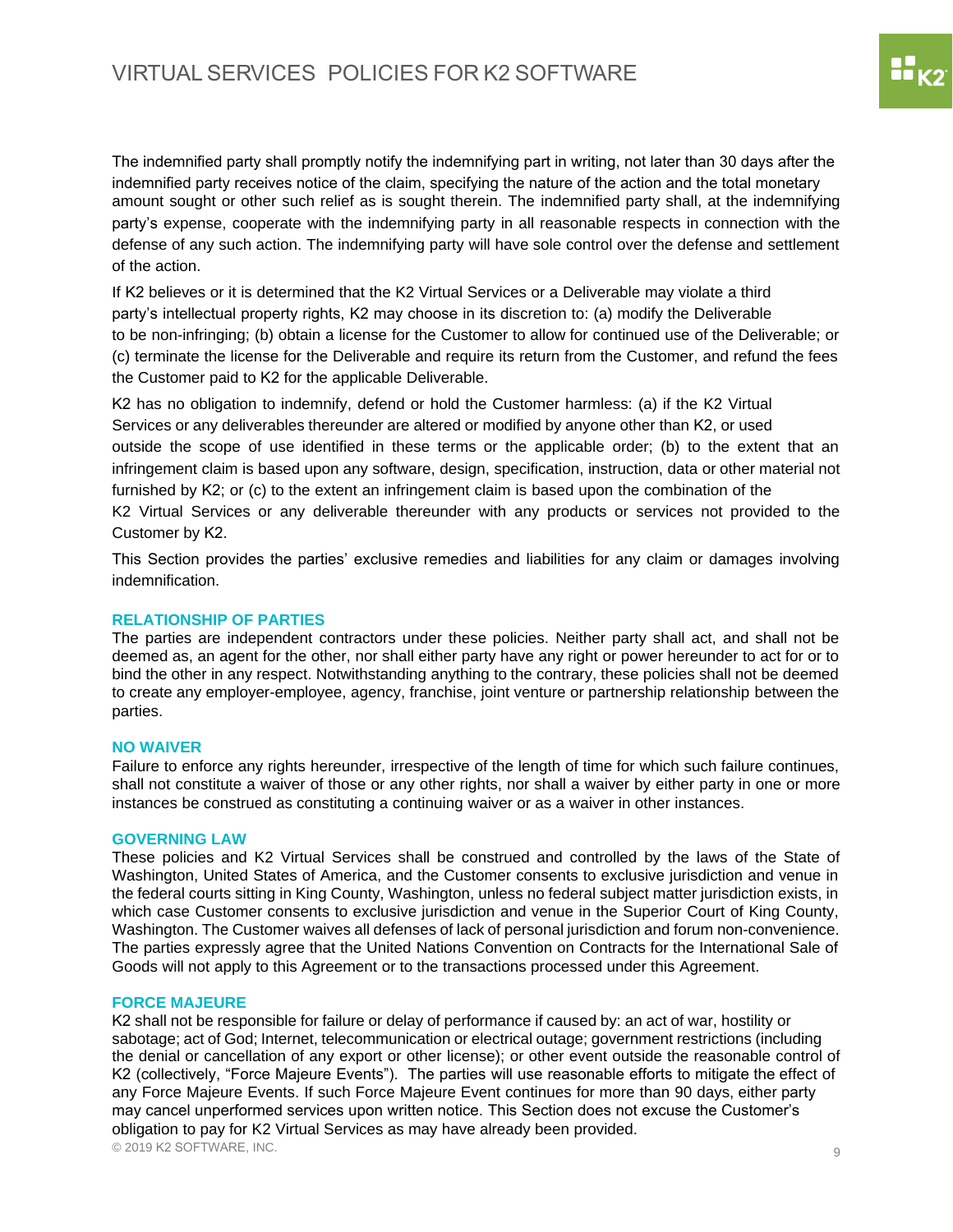The indemnified party shall promptly notify the indemnifying part in writing, not later than 30 days after the indemnified party receives notice of the claim, specifying the nature of the action and the total monetary amount sought or other such relief as is sought therein. The indemnified party shall, at the indemnifying party's expense, cooperate with the indemnifying party in all reasonable respects in connection with the defense of any such action. The indemnifying party will have sole control over the defense and settlement of the action.

If K2 believes or it is determined that the K2 Virtual Services or a Deliverable may violate a third party's intellectual property rights, K2 may choose in its discretion to: (a) modify the Deliverable to be non-infringing; (b) obtain a license for the Customer to allow for continued use of the Deliverable; or (c) terminate the license for the Deliverable and require its return from the Customer, and refund the fees the Customer paid to K2 for the applicable Deliverable.

K2 has no obligation to indemnify, defend or hold the Customer harmless: (a) if the K2 Virtual Services or any deliverables thereunder are altered or modified by anyone other than K2, or used outside the scope of use identified in these terms or the applicable order; (b) to the extent that an infringement claim is based upon any software, design, specification, instruction, data or other material not furnished by K2; or (c) to the extent an infringement claim is based upon the combination of the K2 Virtual Services or any deliverable thereunder with any products or services not provided to the Customer by K2.

This Section provides the parties' exclusive remedies and liabilities for any claim or damages involving indemnification.

## RELATIONSHIP OF PARTIES

The parties are independent contractors under these policies. Neither party shall act, and shall not be deemed as, an agent for the other, nor shall either party have any right or power hereunder to act for or to bind the other in any respect. Notwithstanding anything to the contrary, these policies shall not be deemed to create any employer-employee, agency, franchise, joint venture or partnership relationship between the parties.

## NO WAIVER

Failure to enforce any rights hereunder, irrespective of the length of time for which such failure continues, shall not constitute a waiver of those or any other rights, nor shall a waiver by either party in one or more instances be construed as constituting a continuing waiver or as a waiver in other instances.

## GOVERNING LAW

These policies and K2 Virtual Services shall be construed and controlled by the laws of the State of Washington, United States of America, and the Customer consents to exclusive jurisdiction and venue in the federal courts sitting in King County, Washington, unless no federal subject matter jurisdiction exists, in which case Customer consents to exclusive jurisdiction and venue in the Superior Court of King County, Washington. The Customer waives all defenses of lack of personal jurisdiction and forum non-convenience. The parties expressly agree that the United Nations Convention on Contracts for the International Sale of Goods will not apply to this Agreement or to the transactions processed under this Agreement.

## FORCE MAJEURE

K2 shall not be responsible for failure or delay of performance if caused by: an act of war, hostility or sabotage; act of God; Internet, telecommunication or electrical outage; government restrictions (including the denial or cancellation of any export or other license); or other event outside the reasonable control of K2 (collectively, "Force Majeure Events"). The parties will use reasonable efforts to mitigate the effect of any Force Majeure Events. If such Force Majeure Event continues for more than 90 days, either party may cancel unperformed services upon written notice. This Section does not excuse the Customer's obligation to pay for K2 Virtual Services as may have already been provided.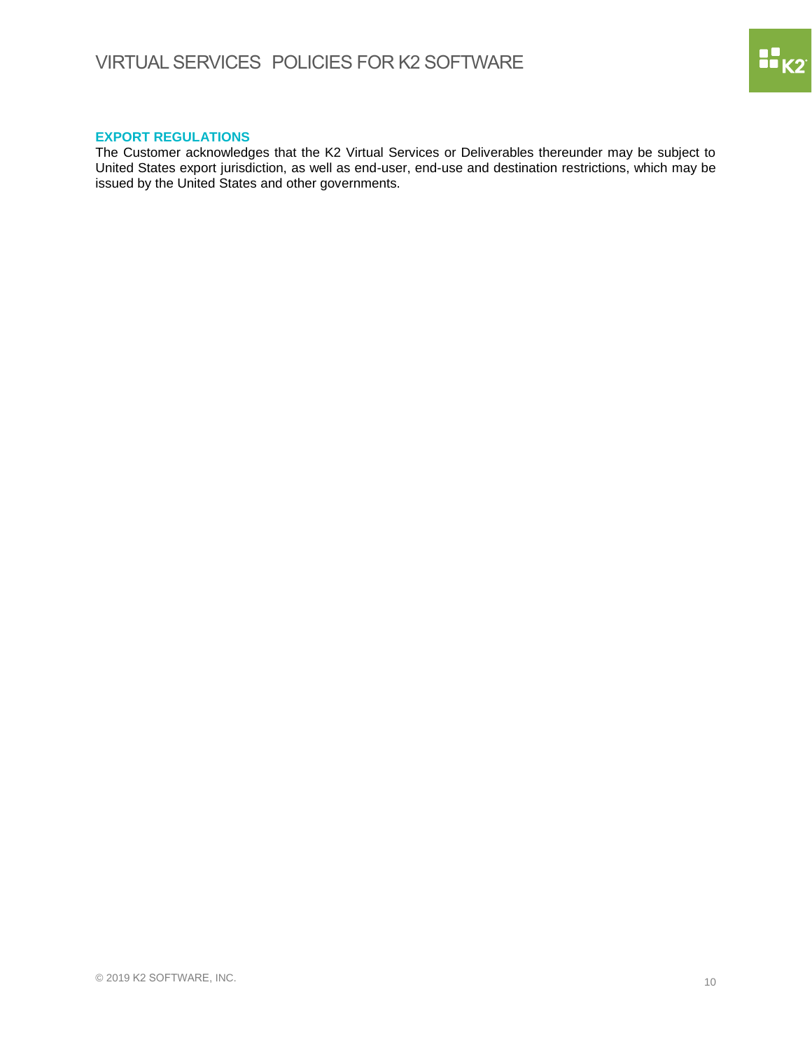## EXPORT REGULATIONS

The Customer acknowledges that the K2 Virtual Services or Deliverables thereunder may be subject to United States export jurisdiction, as well as end-user, end-use and destination restrictions, which may be issued by the United States and other governments.